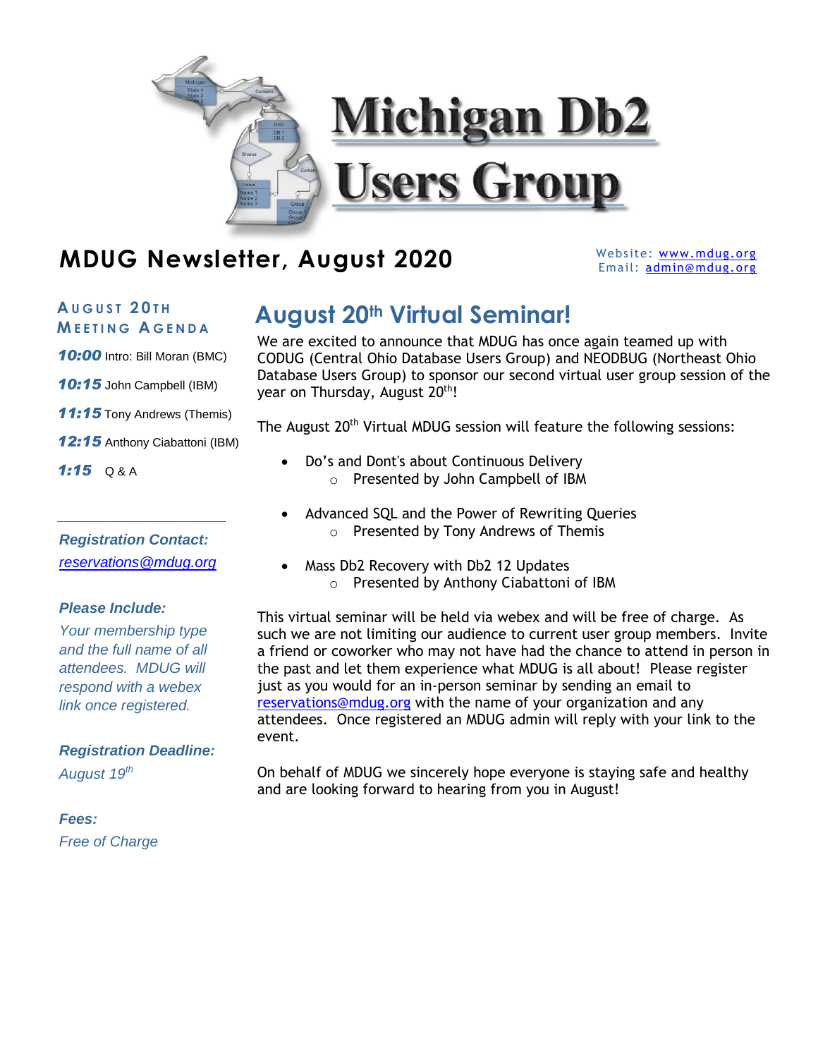# Michigan Db2 Users Group

## MDUG Newsletter, August 2020

Website: www.mdug.org
Email: admin@mdug.org

### August 20th Meeting Agenda

**10:00** Intro: Bill Moran (BMC)

**10:15** John Campbell (IBM)

**11:15** Tony Andrews (Themis)

**12:15** Anthony Ciabattoni (IBM)

**1:15** Q & A

---

***Registration Contact:***

*reservations@mdug.org*

***Please Include:***

*Your membership type and the full name of all attendees. MDUG will respond with a webex link once registered.*

***Registration Deadline:***

*August 19th*

***Fees:***

*Free of Charge*

## August 20th Virtual Seminar!

We are excited to announce that MDUG has once again teamed up with CODUG (Central Ohio Database Users Group) and NEODBUG (Northeast Ohio Database Users Group) to sponsor our second virtual user group session of the year on Thursday, August 20th!

The August 20th Virtual MDUG session will feature the following sessions:

- Do's and Dont's about Continuous Delivery
  - Presented by John Campbell of IBM
- Advanced SQL and the Power of Rewriting Queries
  - Presented by Tony Andrews of Themis
- Mass Db2 Recovery with Db2 12 Updates
  - Presented by Anthony Ciabattoni of IBM

This virtual seminar will be held via webex and will be free of charge. As such we are not limiting our audience to current user group members. Invite a friend or coworker who may not have had the chance to attend in person in the past and let them experience what MDUG is all about! Please register just as you would for an in-person seminar by sending an email to reservations@mdug.org with the name of your organization and any attendees. Once registered an MDUG admin will reply with your link to the event.

On behalf of MDUG we sincerely hope everyone is staying safe and healthy and are looking forward to hearing from you in August!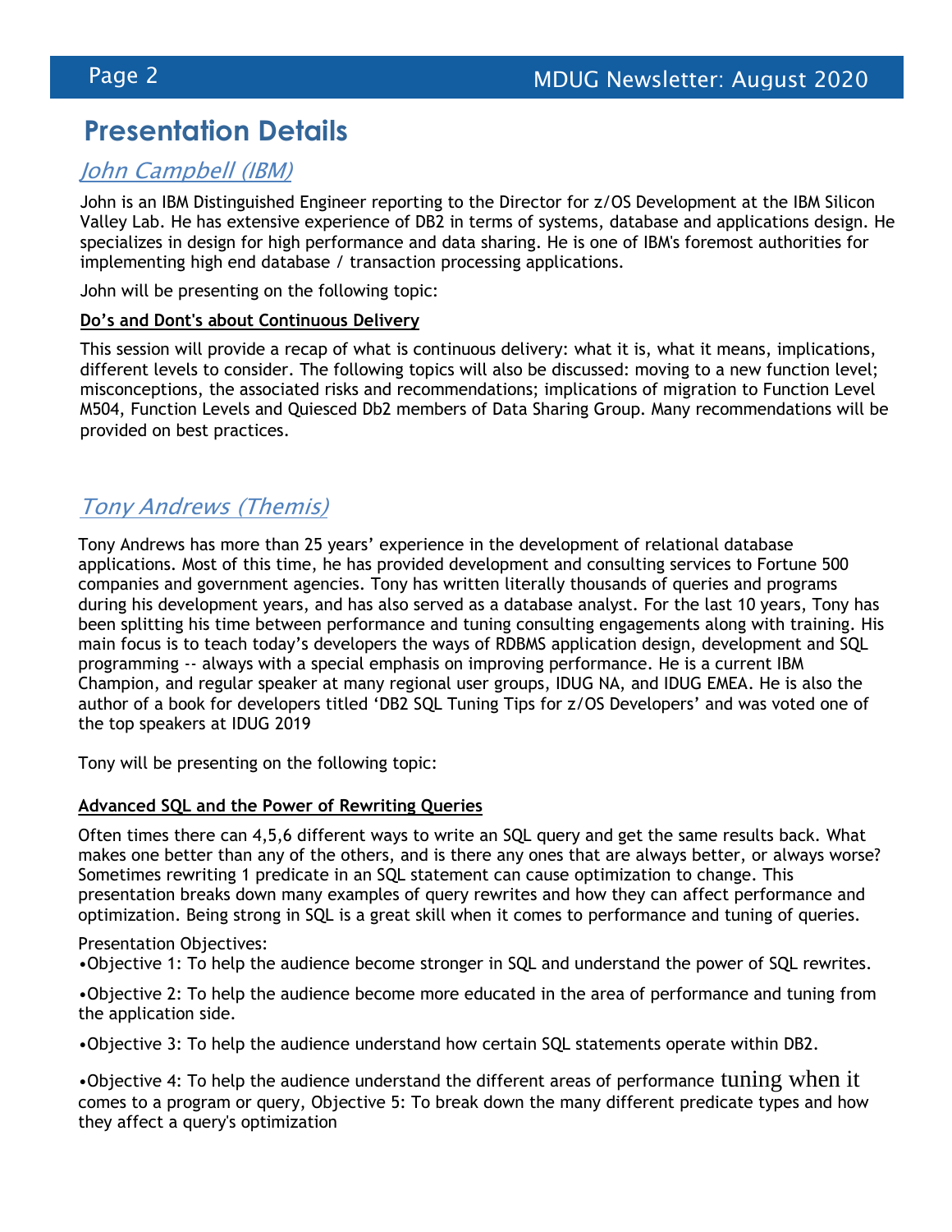# Presentation Details

## *John Campbell (IBM)*

John is an IBM Distinguished Engineer reporting to the Director for z/OS Development at the IBM Silicon Valley Lab. He has extensive experience of DB2 in terms of systems, database and applications design. He specializes in design for high performance and data sharing. He is one of IBM's foremost authorities for implementing high end database / transaction processing applications.

John will be presenting on the following topic:

**Do's and Dont's about Continuous Delivery**

This session will provide a recap of what is continuous delivery: what it is, what it means, implications, different levels to consider. The following topics will also be discussed: moving to a new function level; misconceptions, the associated risks and recommendations; implications of migration to Function Level M504, Function Levels and Quiesced Db2 members of Data Sharing Group. Many recommendations will be provided on best practices.

## *Tony Andrews (Themis)*

Tony Andrews has more than 25 years' experience in the development of relational database applications. Most of this time, he has provided development and consulting services to Fortune 500 companies and government agencies. Tony has written literally thousands of queries and programs during his development years, and has also served as a database analyst. For the last 10 years, Tony has been splitting his time between performance and tuning consulting engagements along with training. His main focus is to teach today's developers the ways of RDBMS application design, development and SQL programming -- always with a special emphasis on improving performance. He is a current IBM Champion, and regular speaker at many regional user groups, IDUG NA, and IDUG EMEA. He is also the author of a book for developers titled 'DB2 SQL Tuning Tips for z/OS Developers' and was voted one of the top speakers at IDUG 2019

Tony will be presenting on the following topic:

**Advanced SQL and the Power of Rewriting Queries**

Often times there can 4,5,6 different ways to write an SQL query and get the same results back. What makes one better than any of the others, and is there any ones that are always better, or always worse? Sometimes rewriting 1 predicate in an SQL statement can cause optimization to change. This presentation breaks down many examples of query rewrites and how they can affect performance and optimization. Being strong in SQL is a great skill when it comes to performance and tuning of queries.

Presentation Objectives:

•Objective 1: To help the audience become stronger in SQL and understand the power of SQL rewrites.

•Objective 2: To help the audience become more educated in the area of performance and tuning from the application side.

•Objective 3: To help the audience understand how certain SQL statements operate within DB2.

•Objective 4: To help the audience understand the different areas of performance tuning when it comes to a program or query, Objective 5: To break down the many different predicate types and how they affect a query's optimization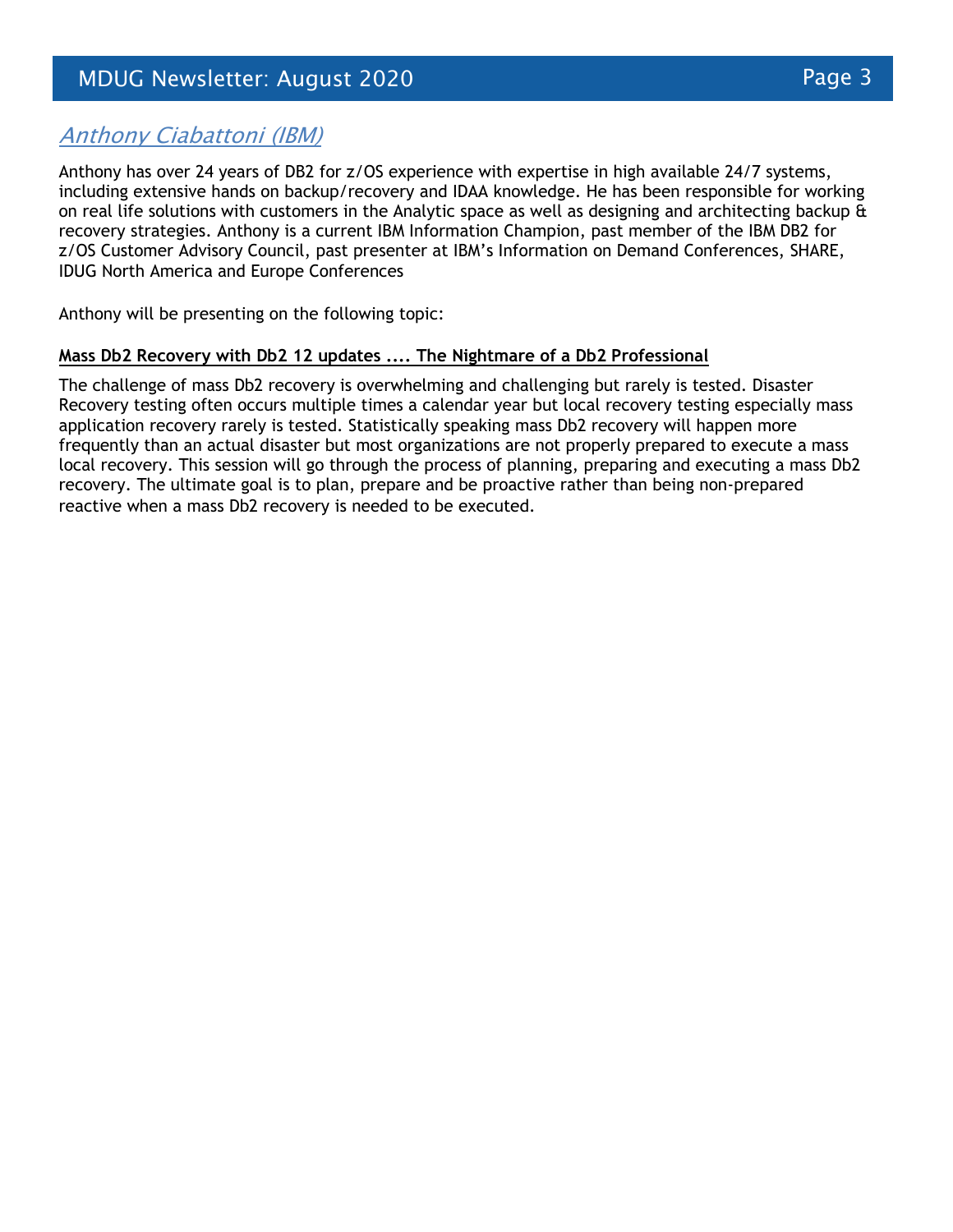## *Anthony Ciabattoni (IBM)*

Anthony has over 24 years of DB2 for z/OS experience with expertise in high available 24/7 systems, including extensive hands on backup/recovery and IDAA knowledge. He has been responsible for working on real life solutions with customers in the Analytic space as well as designing and architecting backup & recovery strategies. Anthony is a current IBM Information Champion, past member of the IBM DB2 for z/OS Customer Advisory Council, past presenter at IBM's Information on Demand Conferences, SHARE, IDUG North America and Europe Conferences

Anthony will be presenting on the following topic:

**Mass Db2 Recovery with Db2 12 updates .... The Nightmare of a Db2 Professional**

The challenge of mass Db2 recovery is overwhelming and challenging but rarely is tested. Disaster Recovery testing often occurs multiple times a calendar year but local recovery testing especially mass application recovery rarely is tested. Statistically speaking mass Db2 recovery will happen more frequently than an actual disaster but most organizations are not properly prepared to execute a mass local recovery. This session will go through the process of planning, preparing and executing a mass Db2 recovery. The ultimate goal is to plan, prepare and be proactive rather than being non-prepared reactive when a mass Db2 recovery is needed to be executed.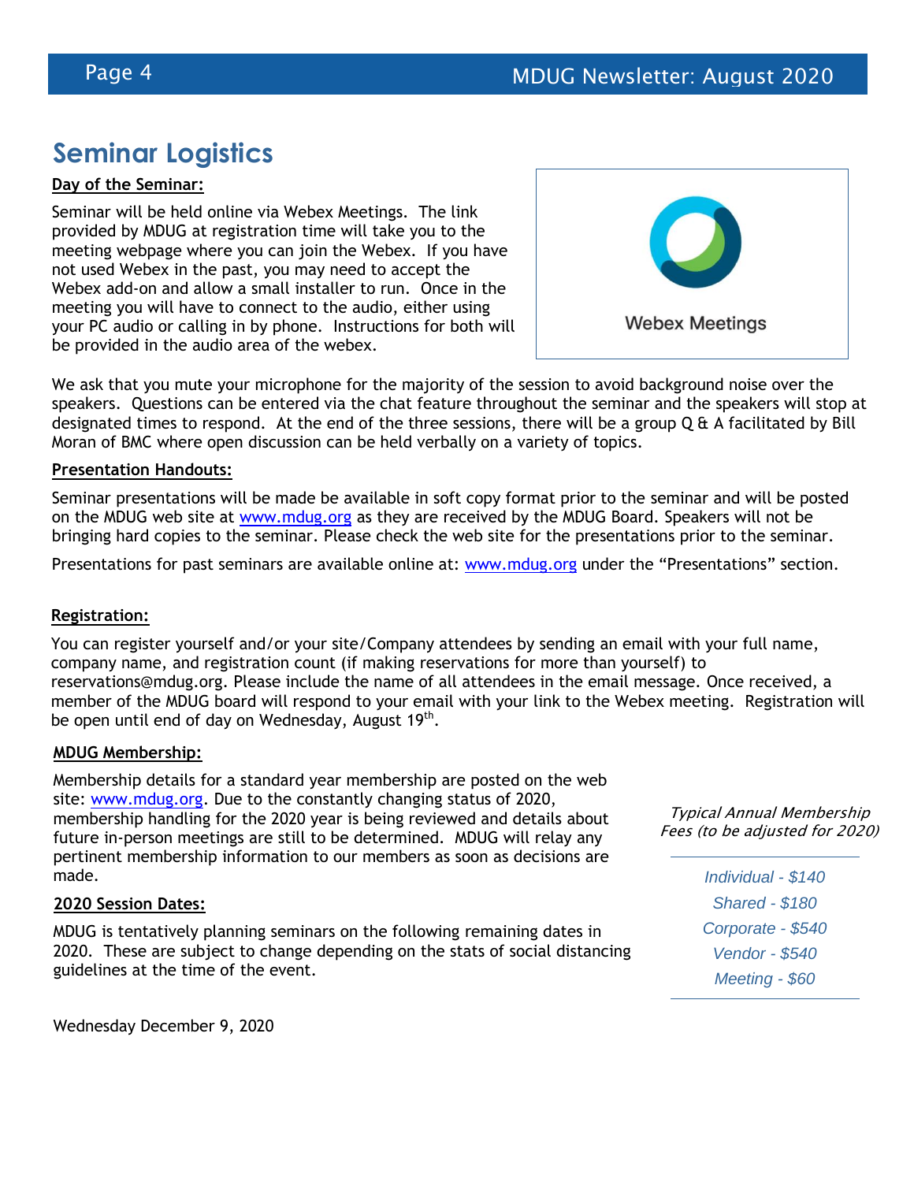# Seminar Logistics

**Day of the Seminar:**

Seminar will be held online via Webex Meetings. The link provided by MDUG at registration time will take you to the meeting webpage where you can join the Webex. If you have not used Webex in the past, you may need to accept the Webex add-on and allow a small installer to run. Once in the meeting you will have to connect to the audio, either using your PC audio or calling in by phone. Instructions for both will be provided in the audio area of the webex.

Webex Meetings

We ask that you mute your microphone for the majority of the session to avoid background noise over the speakers. Questions can be entered via the chat feature throughout the seminar and the speakers will stop at designated times to respond. At the end of the three sessions, there will be a group Q & A facilitated by Bill Moran of BMC where open discussion can be held verbally on a variety of topics.

**Presentation Handouts:**

Seminar presentations will be made be available in soft copy format prior to the seminar and will be posted on the MDUG web site at www.mdug.org as they are received by the MDUG Board. Speakers will not be bringing hard copies to the seminar. Please check the web site for the presentations prior to the seminar.

Presentations for past seminars are available online at: www.mdug.org under the "Presentations" section.

**Registration:**

You can register yourself and/or your site/Company attendees by sending an email with your full name, company name, and registration count (if making reservations for more than yourself) to reservations@mdug.org. Please include the name of all attendees in the email message. Once received, a member of the MDUG board will respond to your email with your link to the Webex meeting. Registration will be open until end of day on Wednesday, August 19th.

**MDUG Membership:**

Membership details for a standard year membership are posted on the web site: www.mdug.org. Due to the constantly changing status of 2020, membership handling for the 2020 year is being reviewed and details about future in-person meetings are still to be determined. MDUG will relay any pertinent membership information to our members as soon as decisions are made.

*Typical Annual Membership Fees (to be adjusted for 2020)*

*Individual - $140*
*Shared - $180*
*Corporate - $540*
*Vendor - $540*
*Meeting - $60*

**2020 Session Dates:**

MDUG is tentatively planning seminars on the following remaining dates in 2020. These are subject to change depending on the stats of social distancing guidelines at the time of the event.

Wednesday December 9, 2020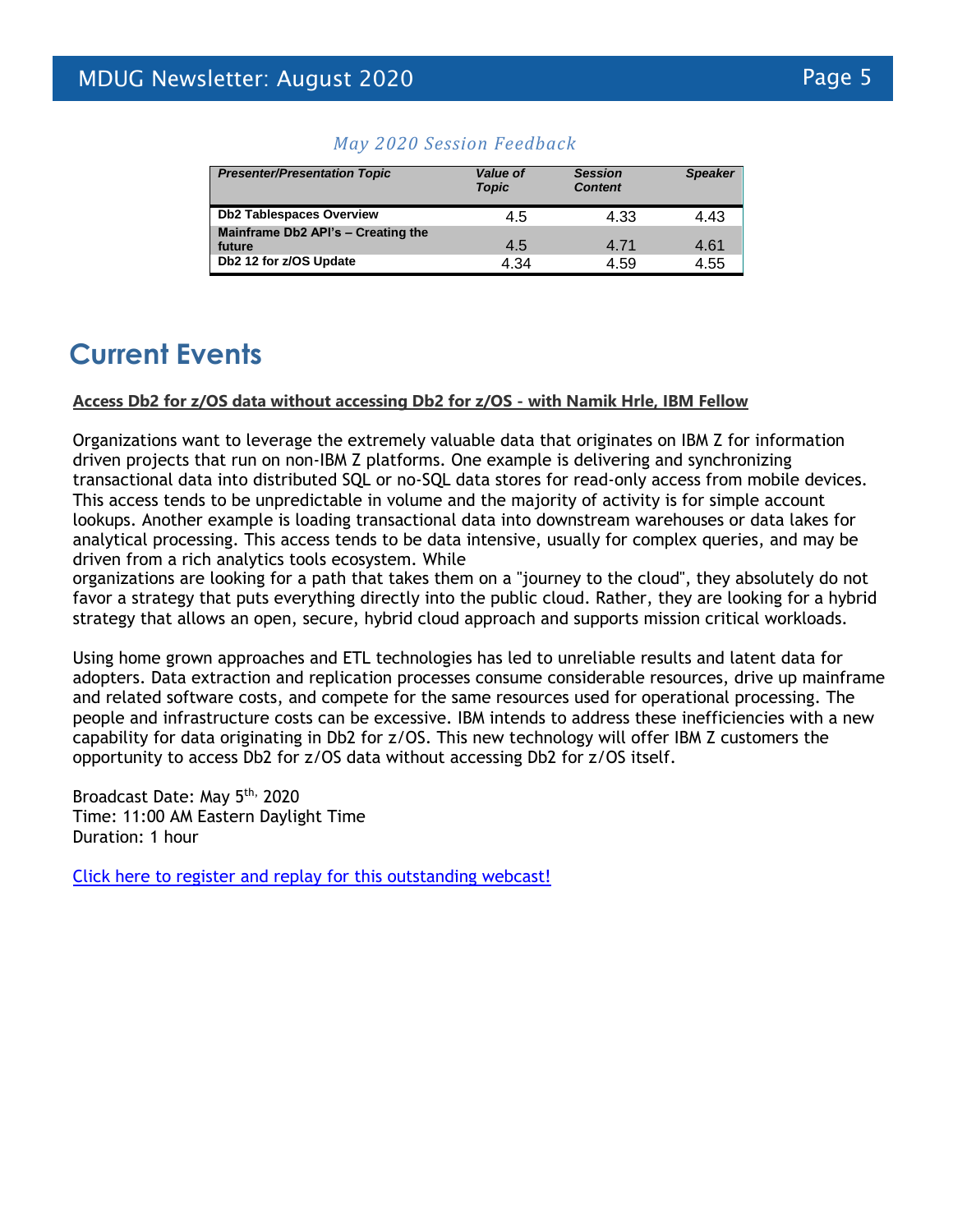*May 2020 Session Feedback*

| Presenter/Presentation Topic | Value of Topic | Session Content | Speaker |
|---|---|---|---|
| **Db2 Tablespaces Overview** | 4.5 | 4.33 | 4.43 |
| **Mainframe Db2 API's – Creating the future** | 4.5 | 4.71 | 4.61 |
| **Db2 12 for z/OS Update** | 4.34 | 4.59 | 4.55 |

# Current Events

**Access Db2 for z/OS data without accessing Db2 for z/OS - with Namik Hrle, IBM Fellow**

Organizations want to leverage the extremely valuable data that originates on IBM Z for information driven projects that run on non-IBM Z platforms. One example is delivering and synchronizing transactional data into distributed SQL or no-SQL data stores for read-only access from mobile devices. This access tends to be unpredictable in volume and the majority of activity is for simple account lookups. Another example is loading transactional data into downstream warehouses or data lakes for analytical processing. This access tends to be data intensive, usually for complex queries, and may be driven from a rich analytics tools ecosystem. While organizations are looking for a path that takes them on a "journey to the cloud", they absolutely do not favor a strategy that puts everything directly into the public cloud. Rather, they are looking for a hybrid strategy that allows an open, secure, hybrid cloud approach and supports mission critical workloads.

Using home grown approaches and ETL technologies has led to unreliable results and latent data for adopters. Data extraction and replication processes consume considerable resources, drive up mainframe and related software costs, and compete for the same resources used for operational processing. The people and infrastructure costs can be excessive. IBM intends to address these inefficiencies with a new capability for data originating in Db2 for z/OS. This new technology will offer IBM Z customers the opportunity to access Db2 for z/OS data without accessing Db2 for z/OS itself.

Broadcast Date: May 5th, 2020
Time: 11:00 AM Eastern Daylight Time
Duration: 1 hour

Click here to register and replay for this outstanding webcast!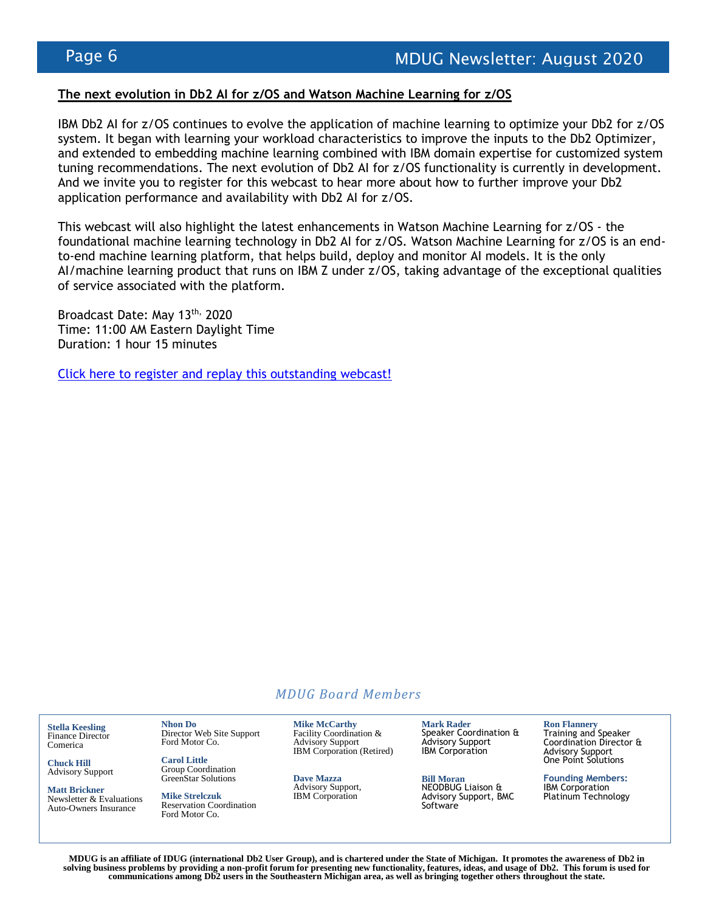## The next evolution in Db2 AI for z/OS and Watson Machine Learning for z/OS

IBM Db2 AI for z/OS continues to evolve the application of machine learning to optimize your Db2 for z/OS system. It began with learning your workload characteristics to improve the inputs to the Db2 Optimizer, and extended to embedding machine learning combined with IBM domain expertise for customized system tuning recommendations. The next evolution of Db2 AI for z/OS functionality is currently in development. And we invite you to register for this webcast to hear more about how to further improve your Db2 application performance and availability with Db2 AI for z/OS.

This webcast will also highlight the latest enhancements in Watson Machine Learning for z/OS - the foundational machine learning technology in Db2 AI for z/OS. Watson Machine Learning for z/OS is an end-to-end machine learning platform, that helps build, deploy and monitor AI models. It is the only AI/machine learning product that runs on IBM Z under z/OS, taking advantage of the exceptional qualities of service associated with the platform.

Broadcast Date: May 13th, 2020
Time: 11:00 AM Eastern Daylight Time
Duration: 1 hour 15 minutes

Click here to register and replay this outstanding webcast!

### *MDUG Board Members*

**Stella Keesling**
Finance Director
Comerica

**Chuck Hill**
Advisory Support

**Matt Brickner**
Newsletter & Evaluations
Auto-Owners Insurance

**Nhon Do**
Director Web Site Support
Ford Motor Co.

**Carol Little**
Group Coordination
GreenStar Solutions

**Mike Strelczuk**
Reservation Coordination
Ford Motor Co.

**Mike McCarthy**
Facility Coordination &
Advisory Support
IBM Corporation (Retired)

**Dave Mazza**
Advisory Support,
IBM Corporation

**Mark Rader**
Speaker Coordination &
Advisory Support
IBM Corporation

**Bill Moran**
NEODBUG Liaison &
Advisory Support, BMC
Software

**Ron Flannery**
Training and Speaker
Coordination Director &
Advisory Support
One Point Solutions

**Founding Members:**
IBM Corporation
Platinum Technology

**MDUG is an affiliate of IDUG (international Db2 User Group), and is chartered under the State of Michigan. It promotes the awareness of Db2 in solving business problems by providing a non-profit forum for presenting new functionality, features, ideas, and usage of Db2. This forum is used for communications among Db2 users in the Southeastern Michigan area, as well as bringing together others throughout the state.**